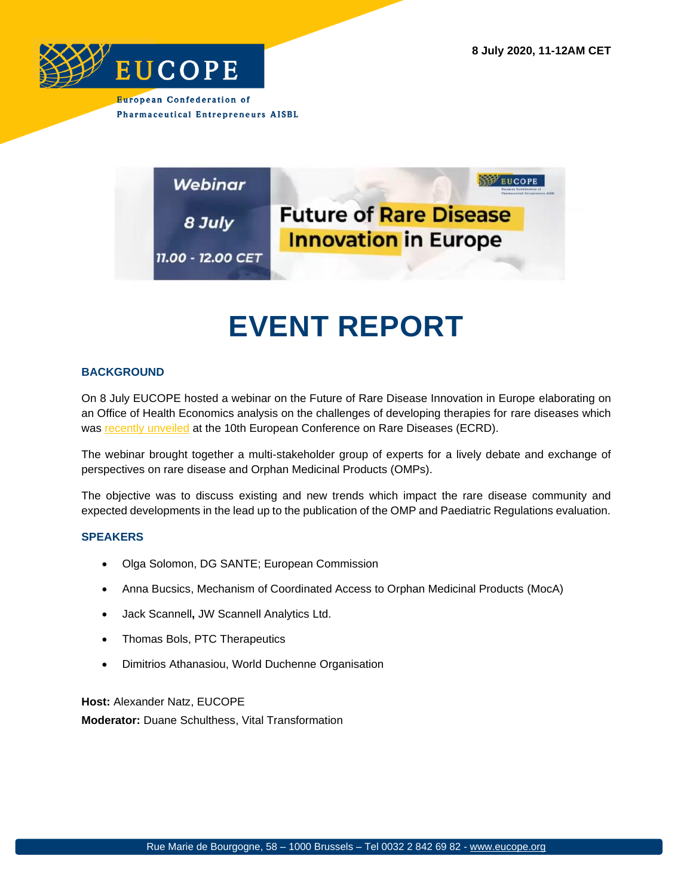8 July 2020, 11-12AM CET

EUCOPE

European Confederation of Pharmaceutical Entrepreneurs AISBL

Webinar

8 July

11.00 - 12.00 CET

Future of Rare Disease Innovation in Europe

# EVENT REPORT

## BACKGROUND

On 8 July EUCOPE hosted a webinar on the Future of Rare Disease Innovation in Europe elaborating on an Office of Health Economics analysis on the challenges of developing therapies for rare diseases which was recently unveiled at the 10th European Conference on Rare Diseases (ECRD).

The webinar brought together a multi-stakeholder group of experts for a lively debate and exchange of perspectives on rare disease and Orphan Medicinal Products (OMPs).

The objective was to discuss existing and new trends which impact the rare disease community and expected developments in the lead up to the publication of the OMP and Paediatric Regulations evaluation.

## SPEAKERS

- Olga Solomon, DG SANTE; European Commission
- Anna Bucsics, Mechanism of Coordinated Access to Orphan Medicinal Products (MocA)
- Jack Scannell**,** JW Scannell Analytics Ltd.
- Thomas Bols, PTC Therapeutics
- Dimitrios Athanasiou, World Duchenne Organisation

**Host:** Alexander Natz, EUCOPE

**Moderator:** Duane Schulthess, Vital Transformation

Rue Marie de Bourgogne, 58 – 1000 Brussels – Tel 0032 2 842 69 82 - www.eucope.org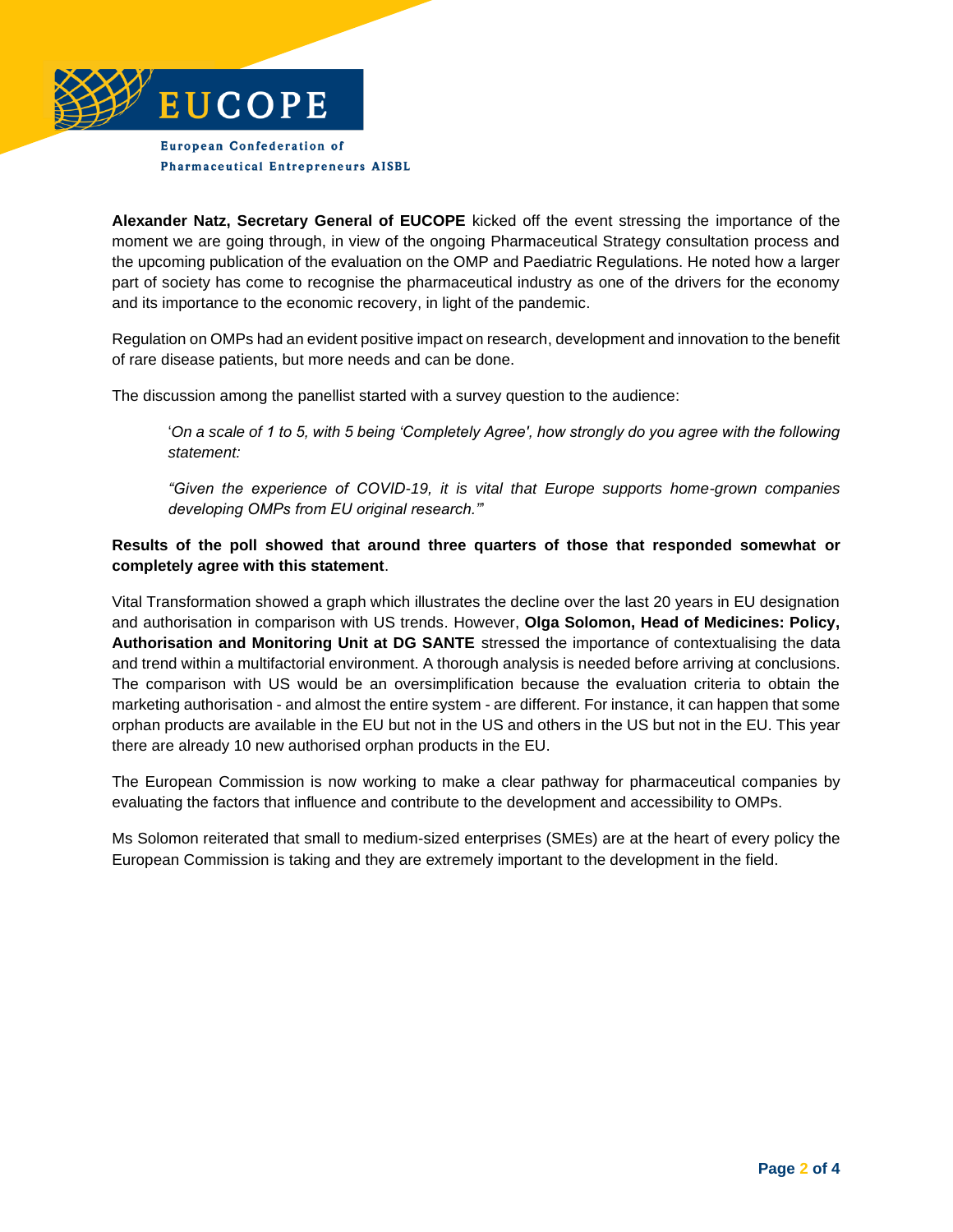**Alexander Natz, Secretary General of EUCOPE** kicked off the event stressing the importance of the moment we are going through, in view of the ongoing Pharmaceutical Strategy consultation process and the upcoming publication of the evaluation on the OMP and Paediatric Regulations. He noted how a larger part of society has come to recognise the pharmaceutical industry as one of the drivers for the economy and its importance to the economic recovery, in light of the pandemic.

Regulation on OMPs had an evident positive impact on research, development and innovation to the benefit of rare disease patients, but more needs and can be done.

The discussion among the panellist started with a survey question to the audience:

> '*On a scale of 1 to 5, with 5 being 'Completely Agree', how strongly do you agree with the following statement:*
>
> *"Given the experience of COVID-19, it is vital that Europe supports home-grown companies developing OMPs from EU original research."'*

**Results of the poll showed that around three quarters of those that responded somewhat or completely agree with this statement**.

Vital Transformation showed a graph which illustrates the decline over the last 20 years in EU designation and authorisation in comparison with US trends. However, **Olga Solomon, Head of Medicines: Policy, Authorisation and Monitoring Unit at DG SANTE** stressed the importance of contextualising the data and trend within a multifactorial environment. A thorough analysis is needed before arriving at conclusions. The comparison with US would be an oversimplification because the evaluation criteria to obtain the marketing authorisation - and almost the entire system - are different. For instance, it can happen that some orphan products are available in the EU but not in the US and others in the US but not in the EU. This year there are already 10 new authorised orphan products in the EU.

The European Commission is now working to make a clear pathway for pharmaceutical companies by evaluating the factors that influence and contribute to the development and accessibility to OMPs.

Ms Solomon reiterated that small to medium-sized enterprises (SMEs) are at the heart of every policy the European Commission is taking and they are extremely important to the development in the field.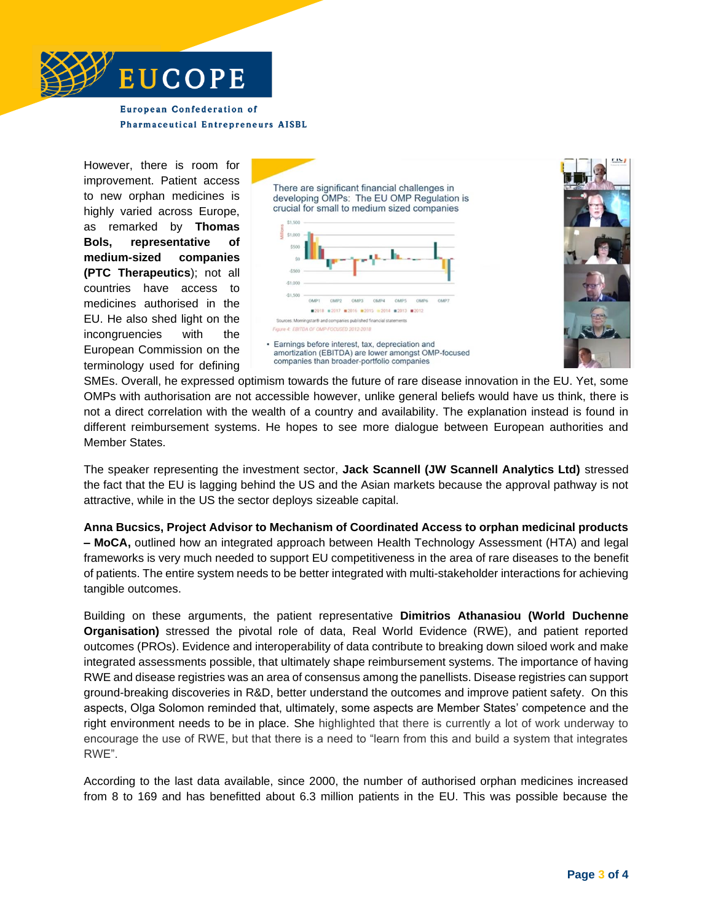However, there is room for improvement. Patient access to new orphan medicines is highly varied across Europe, as remarked by **Thomas Bols, representative of medium-sized companies (PTC Therapeutics)**; not all countries have access to medicines authorised in the EU. He also shed light on the incongruences with the European Commission on the terminology used for defining SMEs. Overall, he expressed optimism towards the future of rare disease innovation in the EU. Yet, some OMPs with authorisation are not accessible however, unlike general beliefs would have us think, there is not a direct correlation with the wealth of a country and availability. The explanation instead is found in different reimbursement systems. He hopes to see more dialogue between European authorities and Member States.

The speaker representing the investment sector, **Jack Scannell (JW Scannell Analytics Ltd)** stressed the fact that the EU is lagging behind the US and the Asian markets because the approval pathway is not attractive, while in the US the sector deploys sizeable capital.

**Anna Bucsics, Project Advisor to Mechanism of Coordinated Access to orphan medicinal products – MoCA,** outlined how an integrated approach between Health Technology Assessment (HTA) and legal frameworks is very much needed to support EU competitiveness in the area of rare diseases to the benefit of patients. The entire system needs to be better integrated with multi-stakeholder interactions for achieving tangible outcomes.

Building on these arguments, the patient representative **Dimitrios Athanasiou (World Duchenne Organisation)** stressed the pivotal role of data, Real World Evidence (RWE), and patient reported outcomes (PROs). Evidence and interoperability of data contribute to breaking down siloed work and make integrated assessments possible, that ultimately shape reimbursement systems. The importance of having RWE and disease registries was an area of consensus among the panellists. Disease registries can support ground-breaking discoveries in R&D, better understand the outcomes and improve patient safety. On this aspects, Olga Solomon reminded that, ultimately, some aspects are Member States' competence and the right environment needs to be in place. She highlighted that there is currently a lot of work underway to encourage the use of RWE, but that there is a need to "learn from this and build a system that integrates RWE".

According to the last data available, since 2000, the number of authorised orphan medicines increased from 8 to 169 and has benefitted about 6.3 million patients in the EU. This was possible because the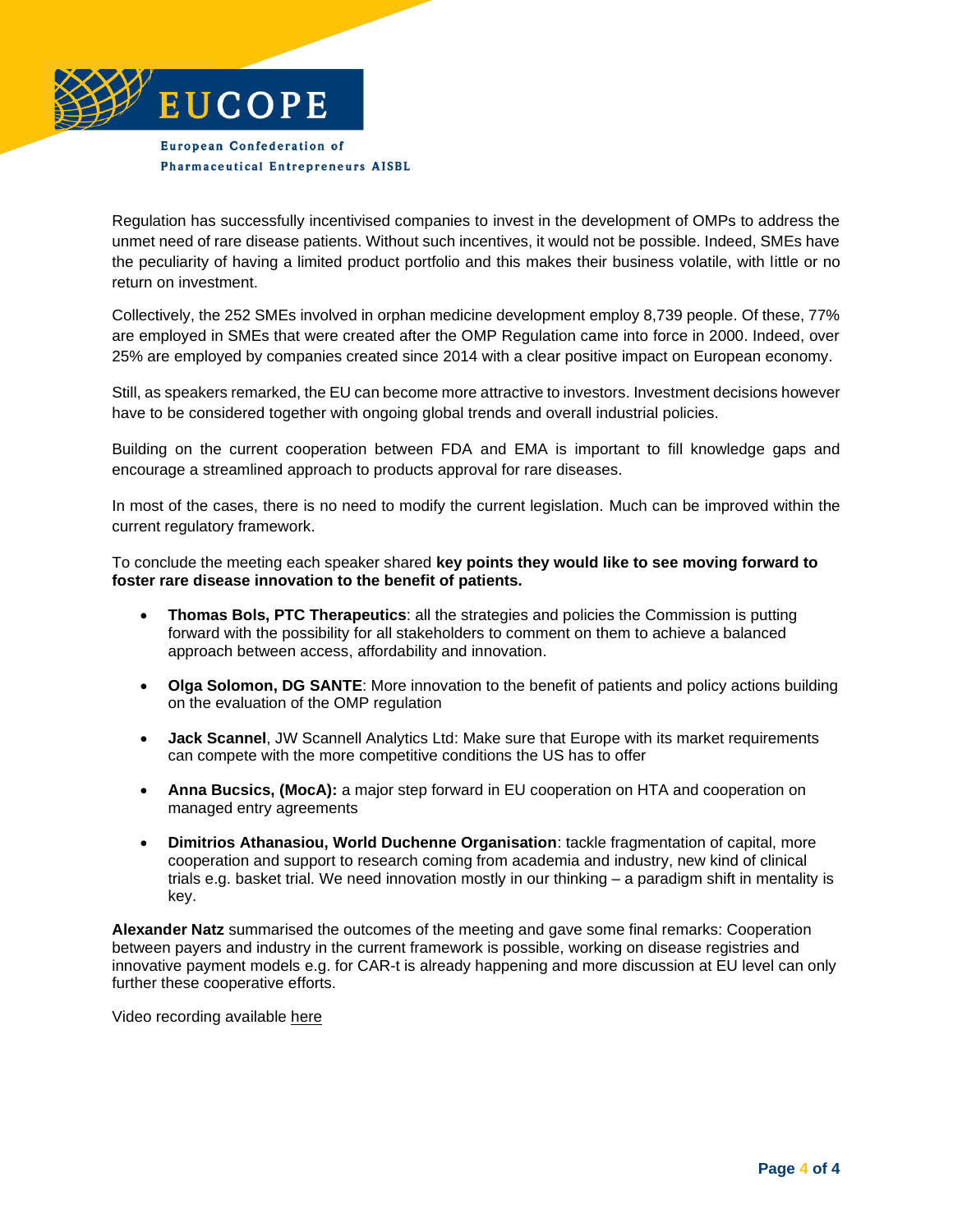Regulation has successfully incentivised companies to invest in the development of OMPs to address the unmet need of rare disease patients. Without such incentives, it would not be possible. Indeed, SMEs have the peculiarity of having a limited product portfolio and this makes their business volatile, with little or no return on investment.

Collectively, the 252 SMEs involved in orphan medicine development employ 8,739 people. Of these, 77% are employed in SMEs that were created after the OMP Regulation came into force in 2000. Indeed, over 25% are employed by companies created since 2014 with a clear positive impact on European economy.

Still, as speakers remarked, the EU can become more attractive to investors. Investment decisions however have to be considered together with ongoing global trends and overall industrial policies.

Building on the current cooperation between FDA and EMA is important to fill knowledge gaps and encourage a streamlined approach to products approval for rare diseases.

In most of the cases, there is no need to modify the current legislation. Much can be improved within the current regulatory framework.

To conclude the meeting each speaker shared **key points they would like to see moving forward to foster rare disease innovation to the benefit of patients.**

- **Thomas Bols, PTC Therapeutics**: all the strategies and policies the Commission is putting forward with the possibility for all stakeholders to comment on them to achieve a balanced approach between access, affordability and innovation.
- **Olga Solomon, DG SANTE**: More innovation to the benefit of patients and policy actions building on the evaluation of the OMP regulation
- **Jack Scannel**, JW Scannell Analytics Ltd: Make sure that Europe with its market requirements can compete with the more competitive conditions the US has to offer
- **Anna Bucsics, (MocA):** a major step forward in EU cooperation on HTA and cooperation on managed entry agreements
- **Dimitrios Athanasiou, World Duchenne Organisation**: tackle fragmentation of capital, more cooperation and support to research coming from academia and industry, new kind of clinical trials e.g. basket trial. We need innovation mostly in our thinking – a paradigm shift in mentality is key.

**Alexander Natz** summarised the outcomes of the meeting and gave some final remarks: Cooperation between payers and industry in the current framework is possible, working on disease registries and innovative payment models e.g. for CAR-t is already happening and more discussion at EU level can only further these cooperative efforts.

Video recording available here